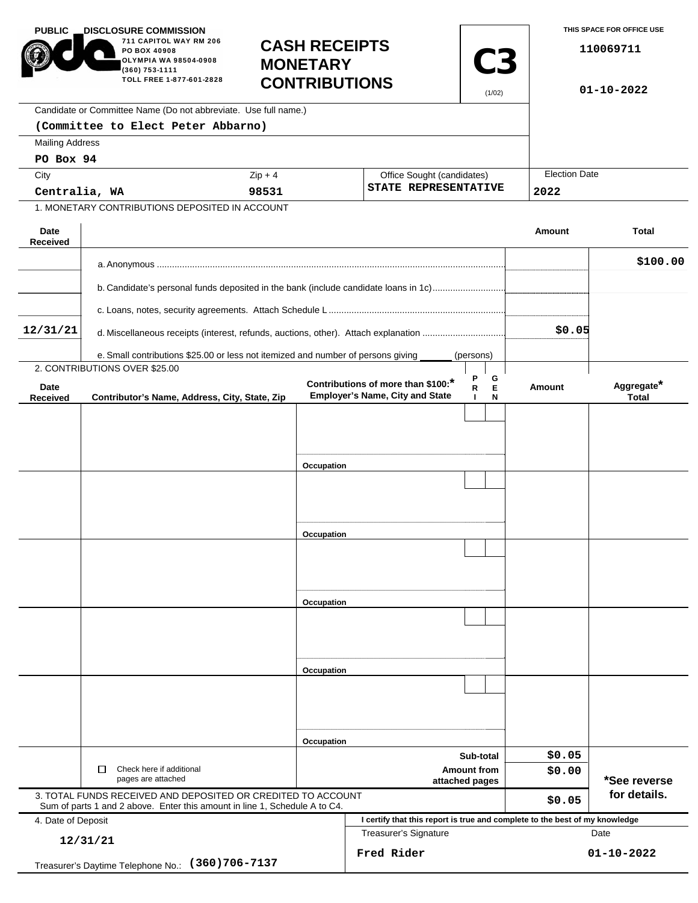PUBLIC DISCLOSURE COMMISSION
711 CAPITOL WAY RM 206
PO BOX 40908
OLYMPIA WA 98504-0908
(360) 753-1111
TOLL FREE 1-877-601-2828

# CASH RECEIPTS MONETARY CONTRIBUTIONS

**C3** (1/02)

THIS SPACE FOR OFFICE USE

110069711

01-10-2022

Candidate or Committee Name (Do not abbreviate. Use full name.)
**(Committee to Elect Peter Abbarno)**

Mailing Address
**PO Box 94**

| City | Zip + 4 | Office Sought (candidates) | Election Date |
|---|---|---|---|
| Centralia, WA | 98531 | STATE REPRESENTATIVE | 2022 |

1. MONETARY CONTRIBUTIONS DEPOSITED IN ACCOUNT

| Date Received | | Amount | Total |
|---|---|---|---|
| | a. Anonymous | | $100.00 |
| | b. Candidate's personal funds deposited in the bank (include candidate loans in 1c) | | |
| | c. Loans, notes, security agreements. Attach Schedule L | | |
| 12/31/21 | d. Miscellaneous receipts (interest, refunds, auctions, other). Attach explanation | $0.05 | |
| | e. Small contributions $25.00 or less not itemized and number of persons giving ______ (persons) | | |

2. CONTRIBUTIONS OVER $25.00

| Date Received | Contributor's Name, Address, City, State, Zip | Contributions of more than $100:* Employer's Name, City and State | PRI | GEN | Amount | Aggregate* Total |
|---|---|---|---|---|---|---|
| | | Occupation | | | | |
| | | Occupation | | | | |
| | | Occupation | | | | |
| | | Occupation | | | | |
| | | Occupation | | | | |

| | | |
|---|---|---|
| ☐ Check here if additional pages are attached | Sub-total | $0.05 |
| | Amount from attached pages | $0.00 |
| 3. TOTAL FUNDS RECEIVED AND DEPOSITED OR CREDITED TO ACCOUNT Sum of parts 1 and 2 above. Enter this amount in line 1, Schedule A to C4. | | $0.05 |

*See reverse for details.

4. Date of Deposit
**12/31/21**

Treasurer's Daytime Telephone No.: **(360)706-7137**

I certify that this report is true and complete to the best of my knowledge

| Treasurer's Signature | Date |
|---|---|
| Fred Rider | 01-10-2022 |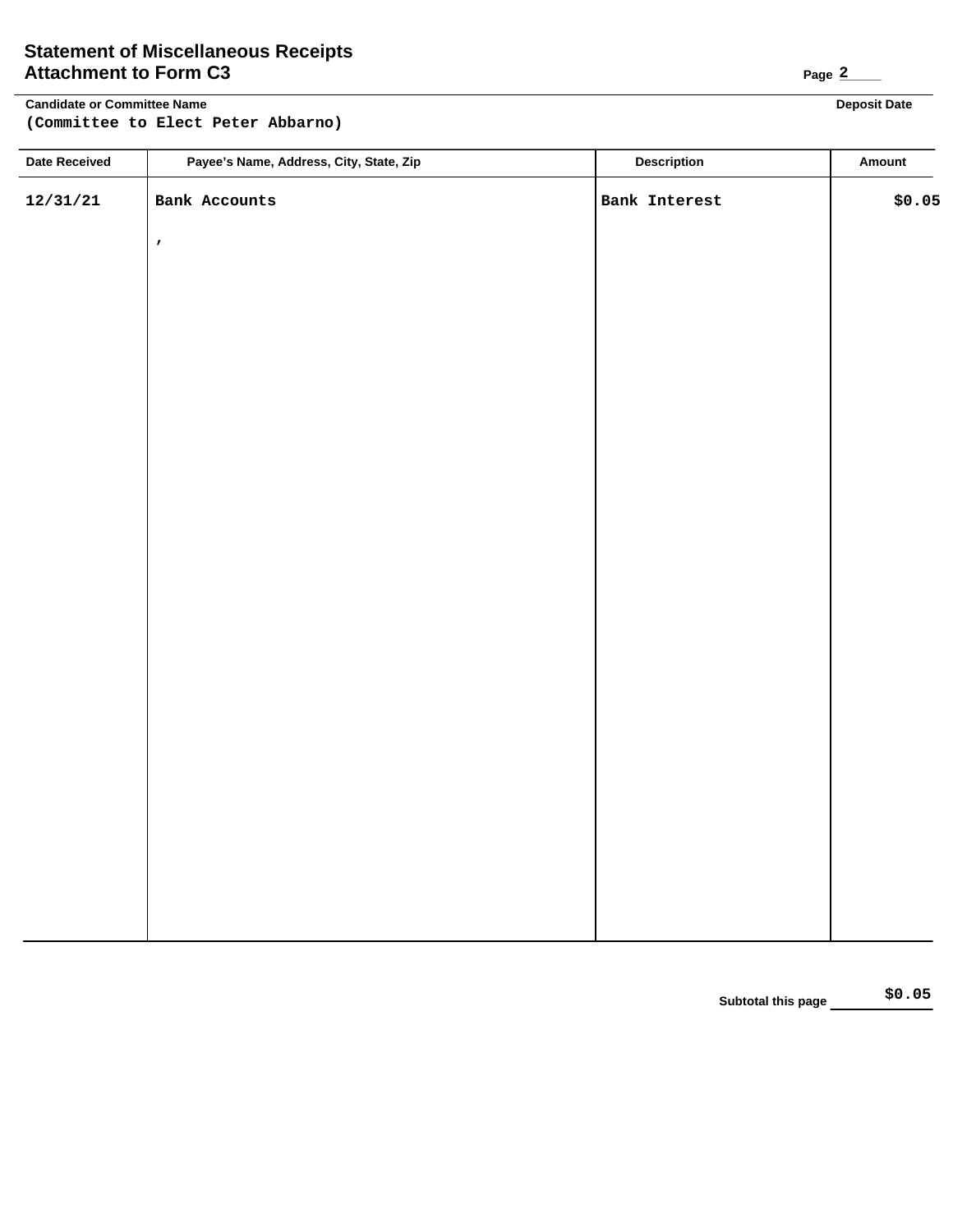# Statement of Miscellaneous Receipts
## Attachment to Form C3

**Candidate or Committee Name**
(Committee to Elect Peter Abbarno)

**Deposit Date**

| Date Received | Payee's Name, Address, City, State, Zip | Description | Amount |
|---|---|---|---|
| 12/31/21 | Bank Accounts<br>, | Bank Interest | $0.05 |

**Subtotal this page** $0.05